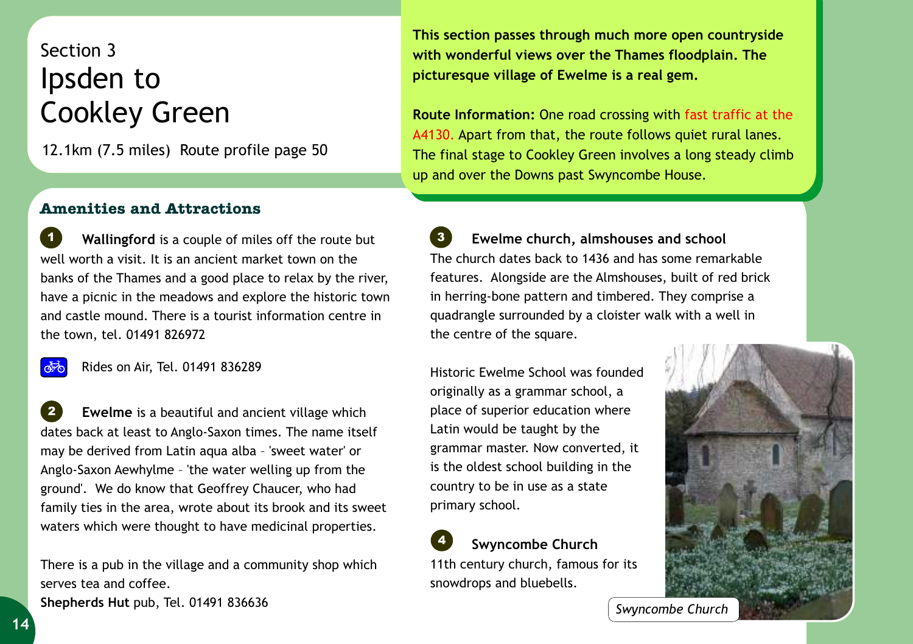Section 3

# Ipsden to Cookley Green

12.1km (7.5 miles) Route profile page 50

**This section passes through much more open countryside with wonderful views over the Thames floodplain. The picturesque village of Ewelme is a real gem.**

**Route Information:** One road crossing with fast traffic at the A4130. Apart from that, the route follows quiet rural lanes. The final stage to Cookley Green involves a long steady climb up and over the Downs past Swyncombe House.

## Amenities and Attractions

**1** **Wallingford** is a couple of miles off the route but well worth a visit. It is an ancient market town on the banks of the Thames and a good place to relax by the river, have a picnic in the meadows and explore the historic town and castle mound. There is a tourist information centre in the town, tel. 01491 826972

Rides on Air, Tel. 01491 836289

**2** **Ewelme** is a beautiful and ancient village which dates back at least to Anglo-Saxon times. The name itself may be derived from Latin aqua alba – 'sweet water' or Anglo-Saxon Aewhylme – 'the water welling up from the ground'. We do know that Geoffrey Chaucer, who had family ties in the area, wrote about its brook and its sweet waters which were thought to have medicinal properties.

There is a pub in the village and a community shop which serves tea and coffee.
**Shepherds Hut** pub, Tel. 01491 836636

**3** **Ewelme church, almshouses and school**
The church dates back to 1436 and has some remarkable features. Alongside are the Almshouses, built of red brick in herring-bone pattern and timbered. They comprise a quadrangle surrounded by a cloister walk with a well in the centre of the square.

Historic Ewelme School was founded originally as a grammar school, a place of superior education where Latin would be taught by the grammar master. Now converted, it is the oldest school building in the country to be in use as a state primary school.

**4** **Swyncombe Church**
11th century church, famous for its snowdrops and bluebells.

*Swyncombe Church*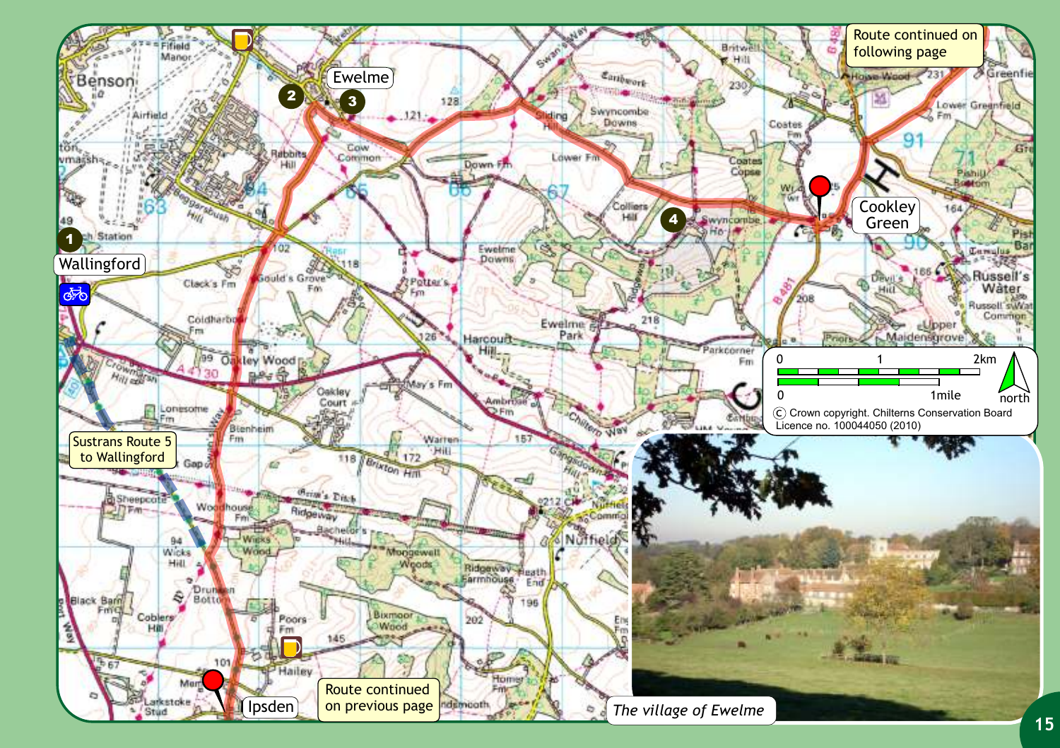Route continued on following page

Ewelme

Cookley Green

Wallingford

Sustrans Route 5 to Wallingford

Ipsden

Route continued on previous page

0 1 2km

0 1mile

north

Ⓒ Crown copyright. Chilterns Conservation Board Licence no. 100044050 (2010)

*The village of Ewelme*